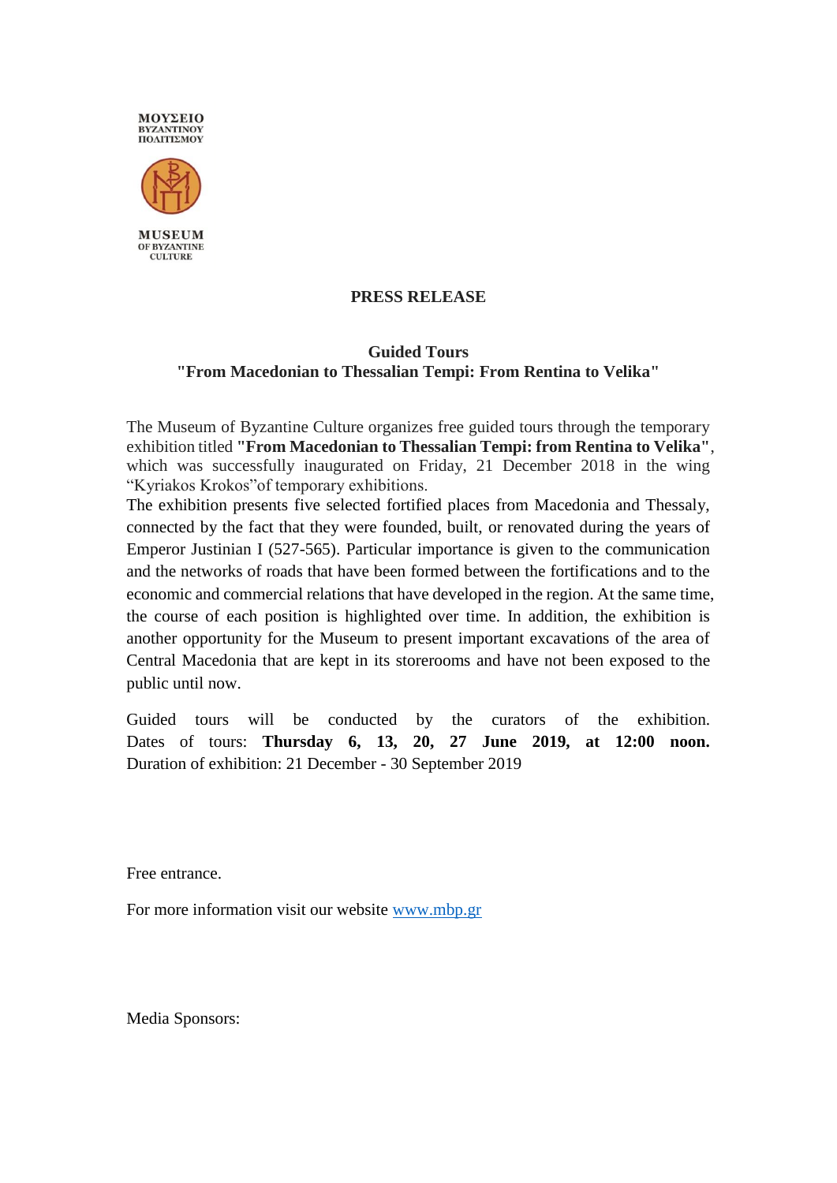ΜΟΥΣΕΙΟ
ΒΥΖΑΝΤΙΝΟΥ
ΠΟΛΙΤΙΣΜΟΥ

MUSEUM
OF BYZANTINE
CULTURE

**PRESS RELEASE**

## Guided Tours
## "From Macedonian to Thessalian Tempi: From Rentina to Velika"

The Museum of Byzantine Culture organizes free guided tours through the temporary exhibition titled **"From Macedonian to Thessalian Tempi: from Rentina to Velika"**, which was successfully inaugurated on Friday, 21 December 2018 in the wing "Kyriakos Krokos"of temporary exhibitions.
The exhibition presents five selected fortified places from Macedonia and Thessaly, connected by the fact that they were founded, built, or renovated during the years of Emperor Justinian I (527-565). Particular importance is given to the communication and the networks of roads that have been formed between the fortifications and to the economic and commercial relations that have developed in the region. At the same time, the course of each position is highlighted over time. In addition, the exhibition is another opportunity for the Museum to present important excavations of the area of Central Macedonia that are kept in its storerooms and have not been exposed to the public until now.

Guided tours will be conducted by the curators of the exhibition. Dates of tours: **Thursday 6, 13, 20, 27 June 2019, at 12:00 noon.**
Duration of exhibition: 21 December - 30 September 2019

Free entrance.

For more information visit our website [www.mbp.gr](http://www.mbp.gr)

Media Sponsors: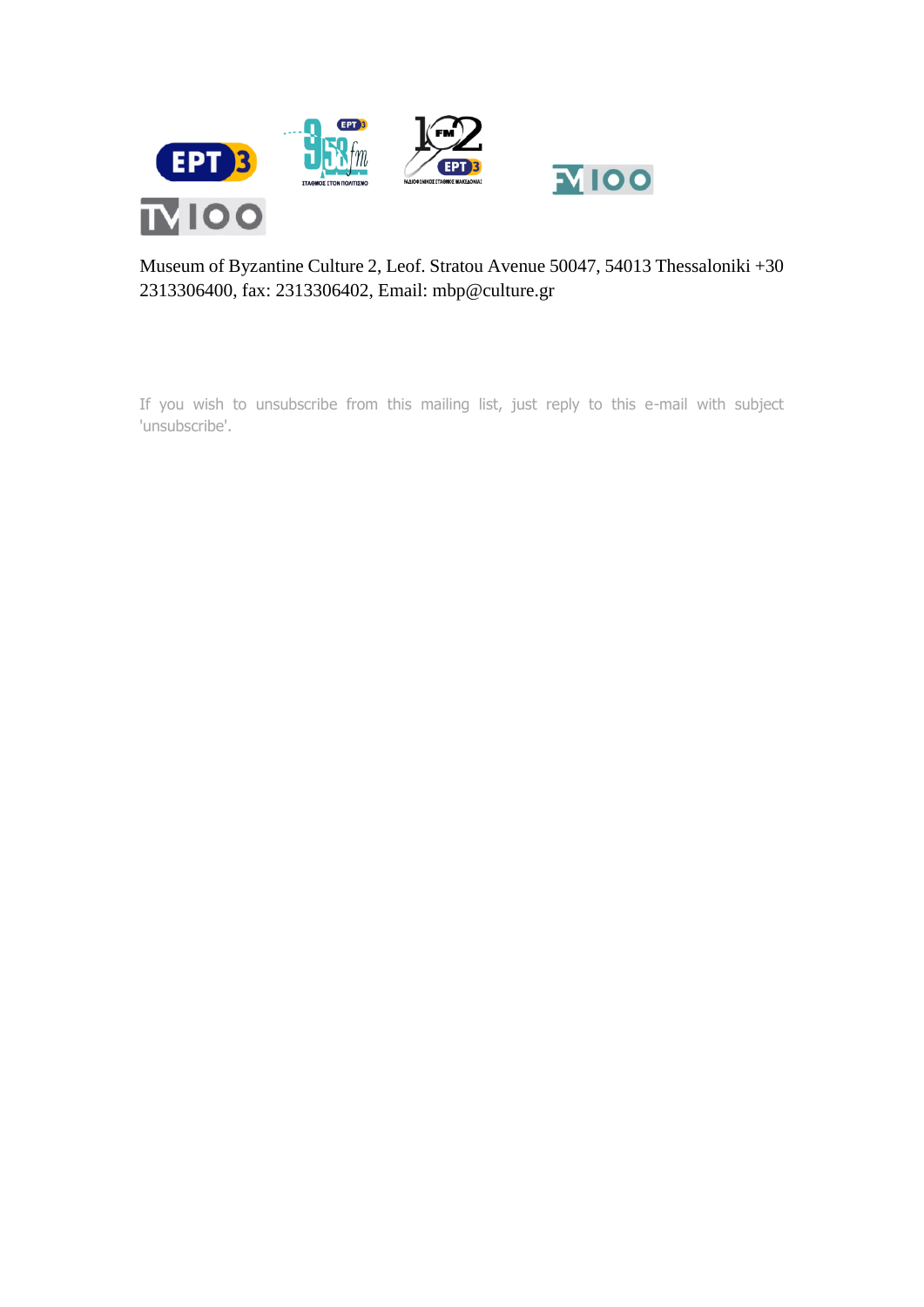Museum of Byzantine Culture 2, Leof. Stratou Avenue 50047, 54013 Thessaloniki +30 2313306400, fax: 2313306402, Email: mbp@culture.gr

If you wish to unsubscribe from this mailing list, just reply to this e-mail with subject 'unsubscribe'.